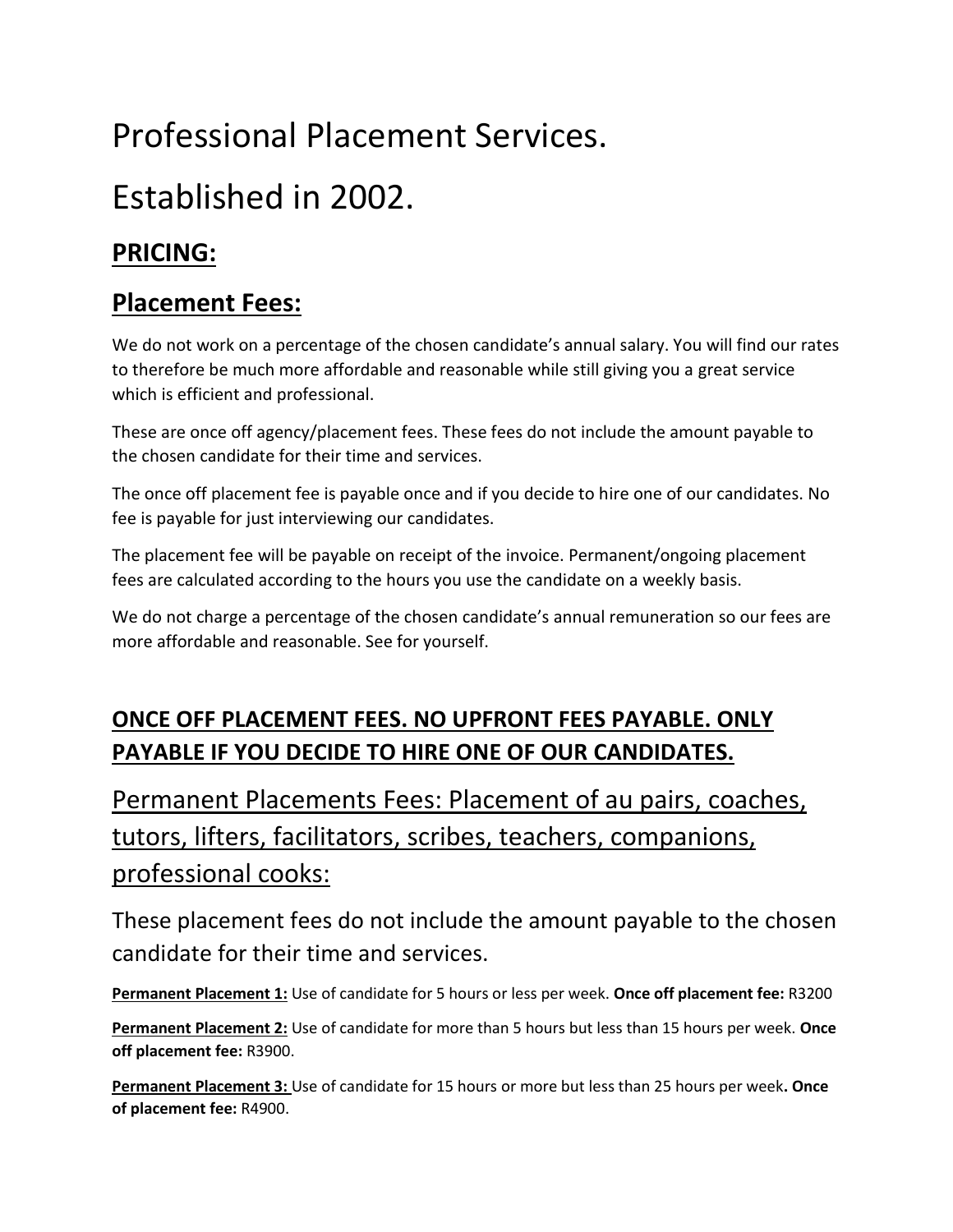# Professional Placement Services.

# Established in 2002.

## PRICING:

## Placement Fees:

We do not work on a percentage of the chosen candidate's annual salary. You will find our rates to therefore be much more affordable and reasonable while still giving you a great service which is efficient and professional.

These are once off agency/placement fees. These fees do not include the amount payable to the chosen candidate for their time and services.

The once off placement fee is payable once and if you decide to hire one of our candidates. No fee is payable for just interviewing our candidates.

The placement fee will be payable on receipt of the invoice. Permanent/ongoing placement fees are calculated according to the hours you use the candidate on a weekly basis.

We do not charge a percentage of the chosen candidate's annual remuneration so our fees are more affordable and reasonable. See for yourself.

## ONCE OFF PLACEMENT FEES. NO UPFRONT FEES PAYABLE. ONLY PAYABLE IF YOU DECIDE TO HIRE ONE OF OUR CANDIDATES.

### Permanent Placements Fees: Placement of au pairs, coaches, tutors, lifters, facilitators, scribes, teachers, companions, professional cooks:

These placement fees do not include the amount payable to the chosen candidate for their time and services.

**Permanent Placement 1:** Use of candidate for 5 hours or less per week. **Once off placement fee:** R3200

**Permanent Placement 2:** Use of candidate for more than 5 hours but less than 15 hours per week. **Once off placement fee:** R3900.

**Permanent Placement 3:** Use of candidate for 15 hours or more but less than 25 hours per week**. Once of placement fee:** R4900.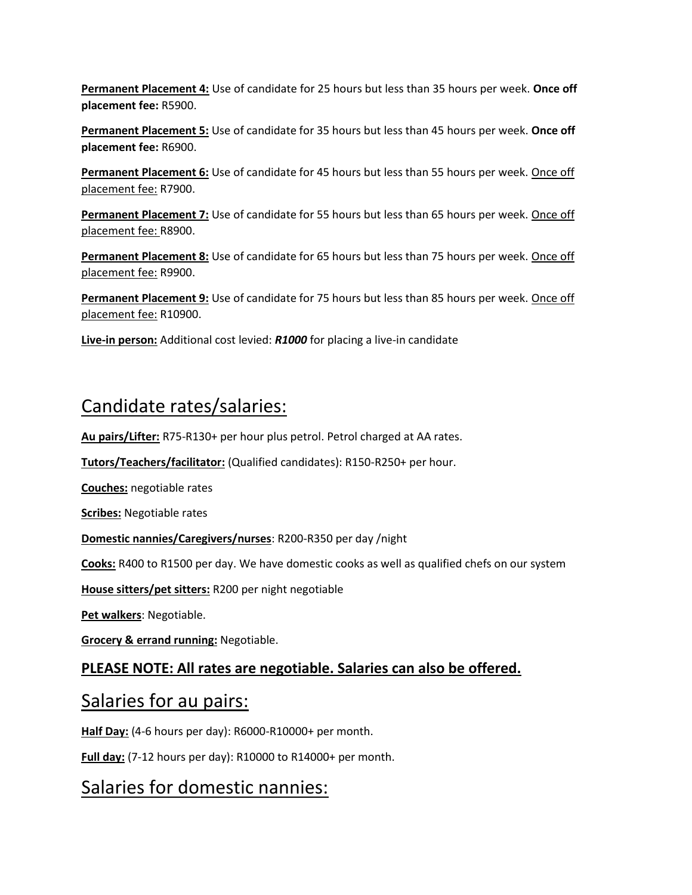**<u>Permanent Placement 4:</u>** Use of candidate for 25 hours but less than 35 hours per week. **Once off placement fee:** R5900.

**<u>Permanent Placement 5:</u>** Use of candidate for 35 hours but less than 45 hours per week. **Once off placement fee:** R6900.

**<u>Permanent Placement 6:</u>** Use of candidate for 45 hours but less than 55 hours per week. <u>Once off placement fee:</u> R7900.

**<u>Permanent Placement 7:</u>** Use of candidate for 55 hours but less than 65 hours per week. <u>Once off placement fee:</u> R8900.

**<u>Permanent Placement 8:</u>** Use of candidate for 65 hours but less than 75 hours per week. <u>Once off placement fee:</u> R9900.

**<u>Permanent Placement 9:</u>** Use of candidate for 75 hours but less than 85 hours per week. <u>Once off placement fee:</u> R10900.

**<u>Live-in person:</u>** Additional cost levied: ***R1000*** for placing a live-in candidate

## <u>Candidate rates/salaries:</u>

**<u>Au pairs/Lifter:</u>** R75-R130+ per hour plus petrol. Petrol charged at AA rates.

**<u>Tutors/Teachers/facilitator:</u>** (Qualified candidates): R150-R250+ per hour.

**<u>Couches:</u>** negotiable rates

**<u>Scribes:</u>** Negotiable rates

**<u>Domestic nannies/Caregivers/nurses</u>**: R200-R350 per day /night

**<u>Cooks:</u>** R400 to R1500 per day. We have domestic cooks as well as qualified chefs on our system

**<u>House sitters/pet sitters:</u>** R200 per night negotiable

**<u>Pet walkers</u>**: Negotiable.

**<u>Grocery & errand running:</u>** Negotiable.

### <u>PLEASE NOTE: All rates are negotiable. Salaries can also be offered.</u>

## <u>Salaries for au pairs:</u>

**<u>Half Day:</u>** (4-6 hours per day): R6000-R10000+ per month.

**<u>Full day:</u>** (7-12 hours per day): R10000 to R14000+ per month.

## <u>Salaries for domestic nannies:</u>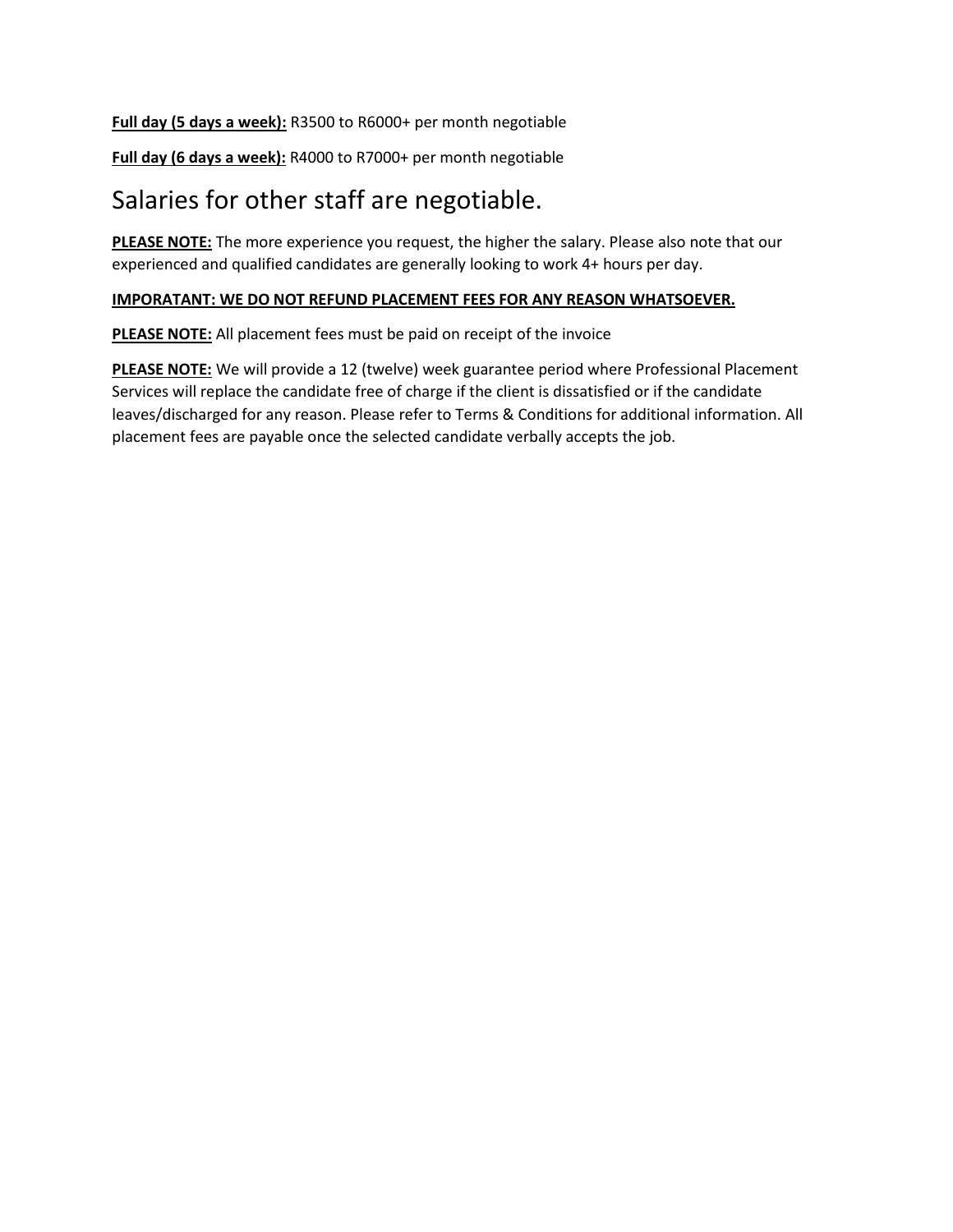**Full day (5 days a week):** R3500 to R6000+ per month negotiable

**Full day (6 days a week):** R4000 to R7000+ per month negotiable

# Salaries for other staff are negotiable.

**PLEASE NOTE:** The more experience you request, the higher the salary. Please also note that our experienced and qualified candidates are generally looking to work 4+ hours per day.

**IMPORATANT: WE DO NOT REFUND PLACEMENT FEES FOR ANY REASON WHATSOEVER.**

**PLEASE NOTE:** All placement fees must be paid on receipt of the invoice

**PLEASE NOTE:** We will provide a 12 (twelve) week guarantee period where Professional Placement Services will replace the candidate free of charge if the client is dissatisfied or if the candidate leaves/discharged for any reason. Please refer to Terms & Conditions for additional information. All placement fees are payable once the selected candidate verbally accepts the job.